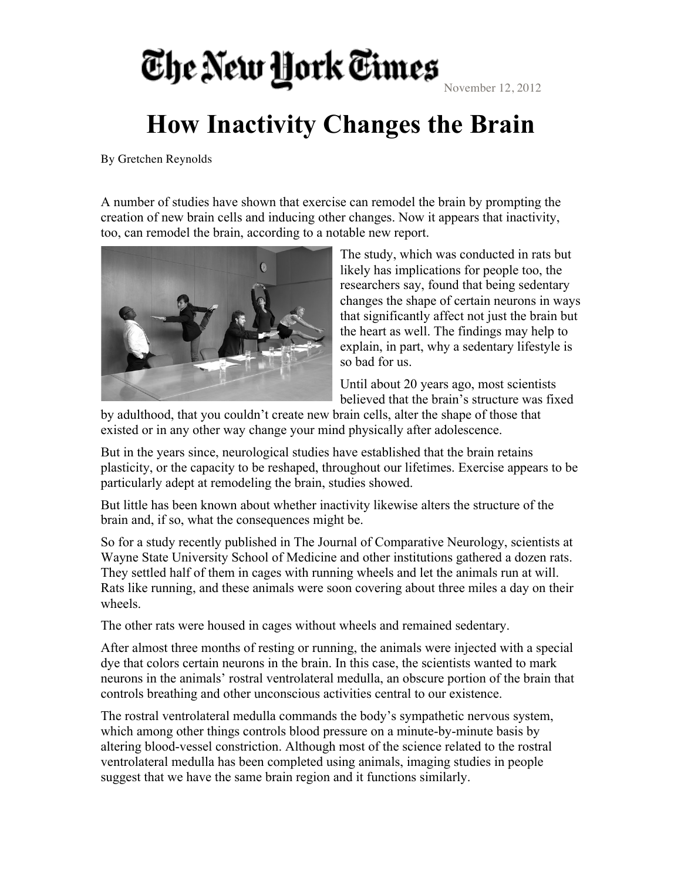The New York Times

November 12, 2012

# How Inactivity Changes the Brain

By Gretchen Reynolds

A number of studies have shown that exercise can remodel the brain by prompting the creation of new brain cells and inducing other changes. Now it appears that inactivity, too, can remodel the brain, according to a notable new report.

The study, which was conducted in rats but likely has implications for people too, the researchers say, found that being sedentary changes the shape of certain neurons in ways that significantly affect not just the brain but the heart as well. The findings may help to explain, in part, why a sedentary lifestyle is so bad for us.

Until about 20 years ago, most scientists believed that the brain's structure was fixed by adulthood, that you couldn't create new brain cells, alter the shape of those that existed or in any other way change your mind physically after adolescence.

But in the years since, neurological studies have established that the brain retains plasticity, or the capacity to be reshaped, throughout our lifetimes. Exercise appears to be particularly adept at remodeling the brain, studies showed.

But little has been known about whether inactivity likewise alters the structure of the brain and, if so, what the consequences might be.

So for a study recently published in The Journal of Comparative Neurology, scientists at Wayne State University School of Medicine and other institutions gathered a dozen rats. They settled half of them in cages with running wheels and let the animals run at will. Rats like running, and these animals were soon covering about three miles a day on their wheels.

The other rats were housed in cages without wheels and remained sedentary.

After almost three months of resting or running, the animals were injected with a special dye that colors certain neurons in the brain. In this case, the scientists wanted to mark neurons in the animals' rostral ventrolateral medulla, an obscure portion of the brain that controls breathing and other unconscious activities central to our existence.

The rostral ventrolateral medulla commands the body's sympathetic nervous system, which among other things controls blood pressure on a minute-by-minute basis by altering blood-vessel constriction. Although most of the science related to the rostral ventrolateral medulla has been completed using animals, imaging studies in people suggest that we have the same brain region and it functions similarly.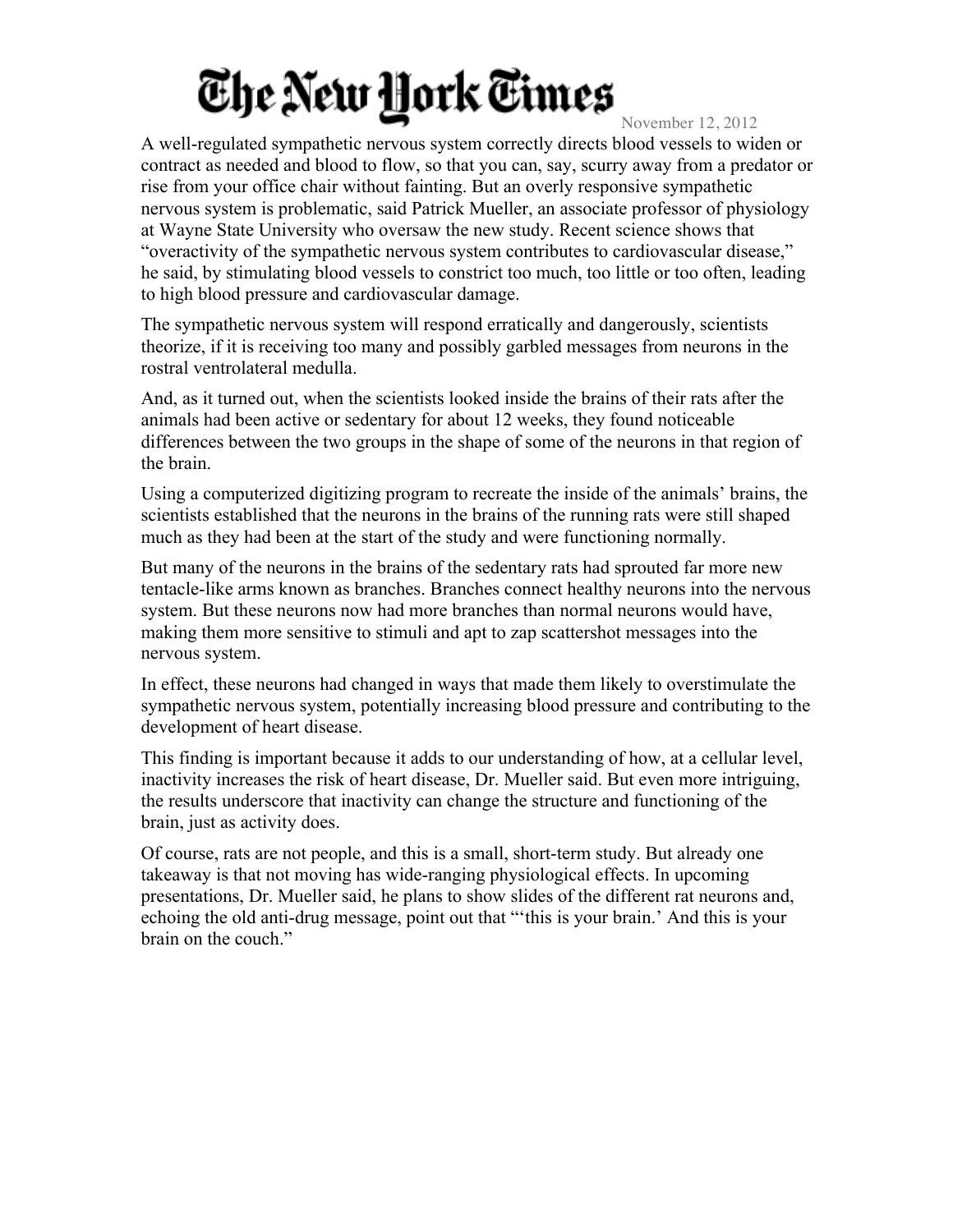The New York Times

November 12, 2012

A well-regulated sympathetic nervous system correctly directs blood vessels to widen or contract as needed and blood to flow, so that you can, say, scurry away from a predator or rise from your office chair without fainting. But an overly responsive sympathetic nervous system is problematic, said Patrick Mueller, an associate professor of physiology at Wayne State University who oversaw the new study. Recent science shows that "overactivity of the sympathetic nervous system contributes to cardiovascular disease," he said, by stimulating blood vessels to constrict too much, too little or too often, leading to high blood pressure and cardiovascular damage.

The sympathetic nervous system will respond erratically and dangerously, scientists theorize, if it is receiving too many and possibly garbled messages from neurons in the rostral ventrolateral medulla.

And, as it turned out, when the scientists looked inside the brains of their rats after the animals had been active or sedentary for about 12 weeks, they found noticeable differences between the two groups in the shape of some of the neurons in that region of the brain.

Using a computerized digitizing program to recreate the inside of the animals' brains, the scientists established that the neurons in the brains of the running rats were still shaped much as they had been at the start of the study and were functioning normally.

But many of the neurons in the brains of the sedentary rats had sprouted far more new tentacle-like arms known as branches. Branches connect healthy neurons into the nervous system. But these neurons now had more branches than normal neurons would have, making them more sensitive to stimuli and apt to zap scattershot messages into the nervous system.

In effect, these neurons had changed in ways that made them likely to overstimulate the sympathetic nervous system, potentially increasing blood pressure and contributing to the development of heart disease.

This finding is important because it adds to our understanding of how, at a cellular level, inactivity increases the risk of heart disease, Dr. Mueller said. But even more intriguing, the results underscore that inactivity can change the structure and functioning of the brain, just as activity does.

Of course, rats are not people, and this is a small, short-term study. But already one takeaway is that not moving has wide-ranging physiological effects. In upcoming presentations, Dr. Mueller said, he plans to show slides of the different rat neurons and, echoing the old anti-drug message, point out that "'this is your brain.' And this is your brain on the couch."